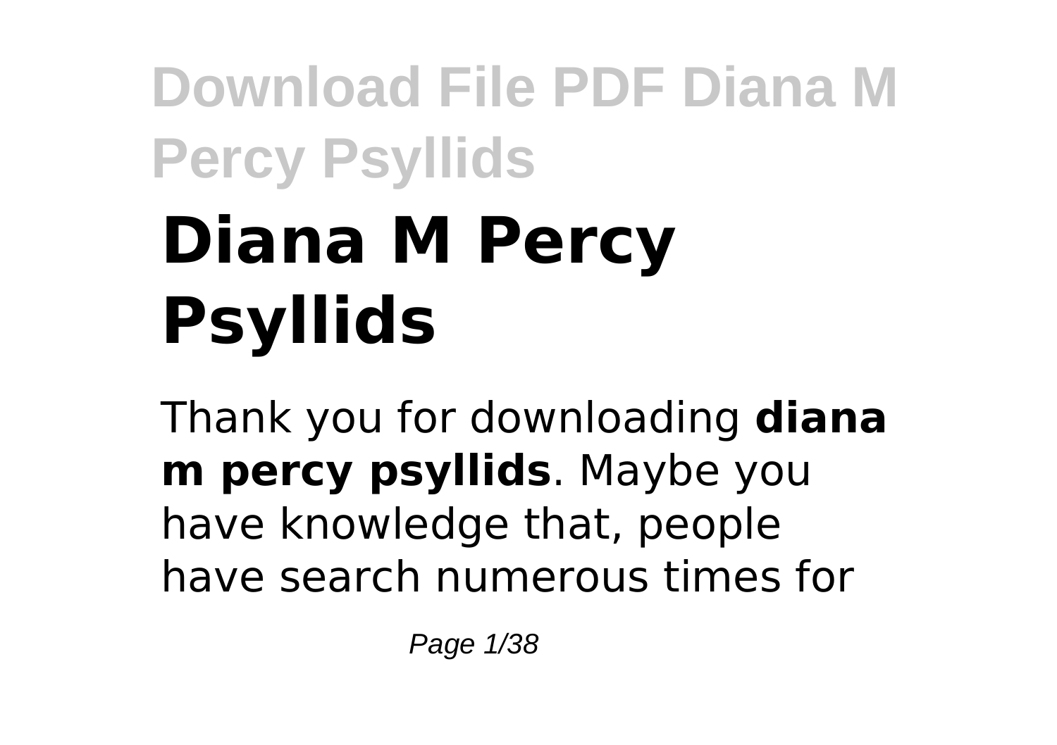# Diana M Percy Psyllids

Thank you for downloading **diana m percy psyllids**. Maybe you have knowledge that, people have search numerous times for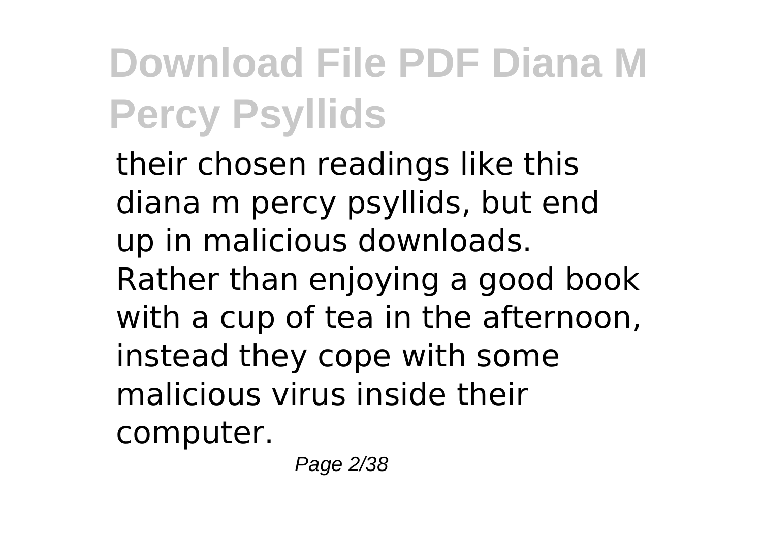their chosen readings like this diana m percy psyllids, but end up in malicious downloads. Rather than enjoying a good book with a cup of tea in the afternoon, instead they cope with some malicious virus inside their computer.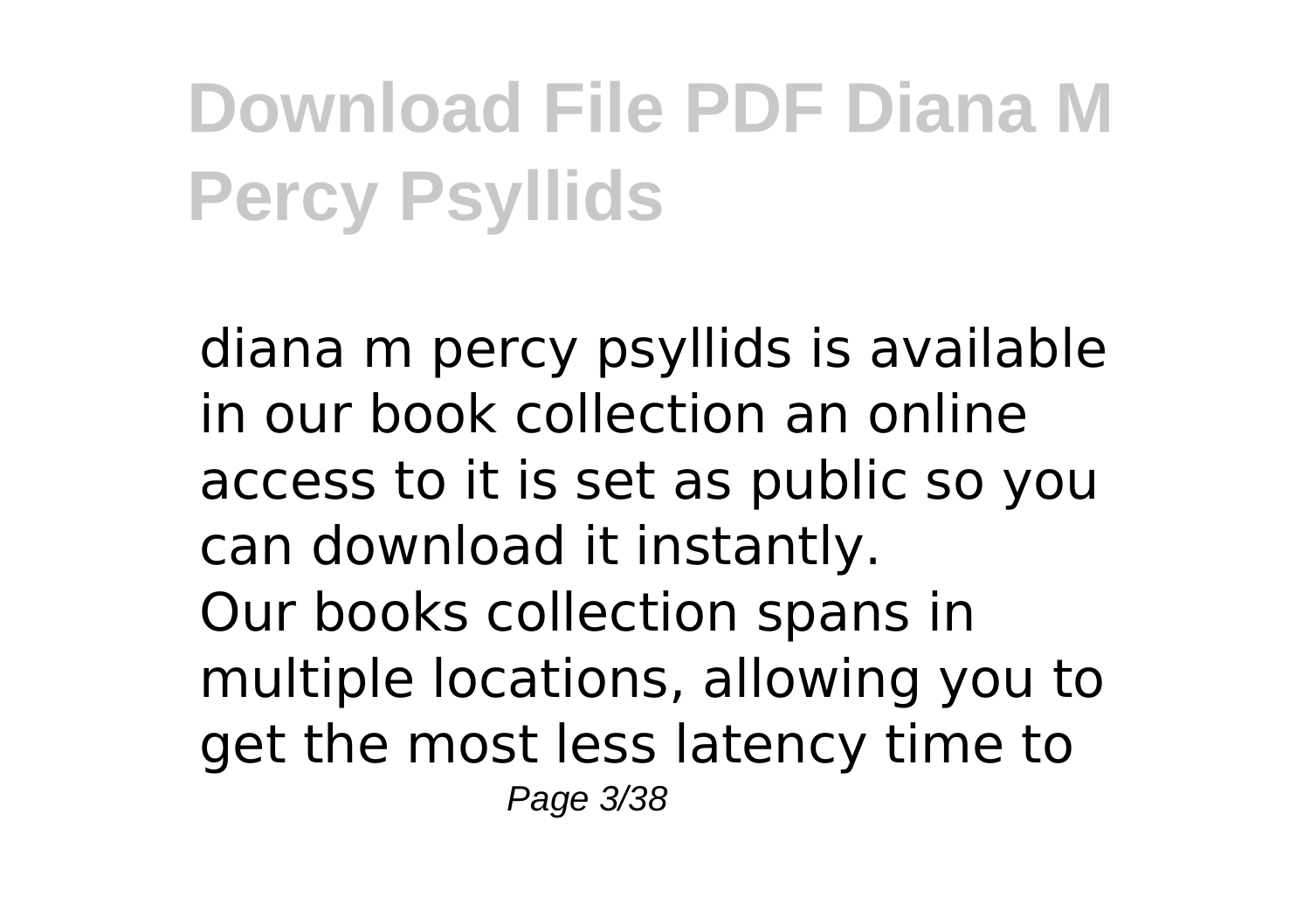diana m percy psyllids is available in our book collection an online access to it is set as public so you can download it instantly.
Our books collection spans in multiple locations, allowing you to get the most less latency time to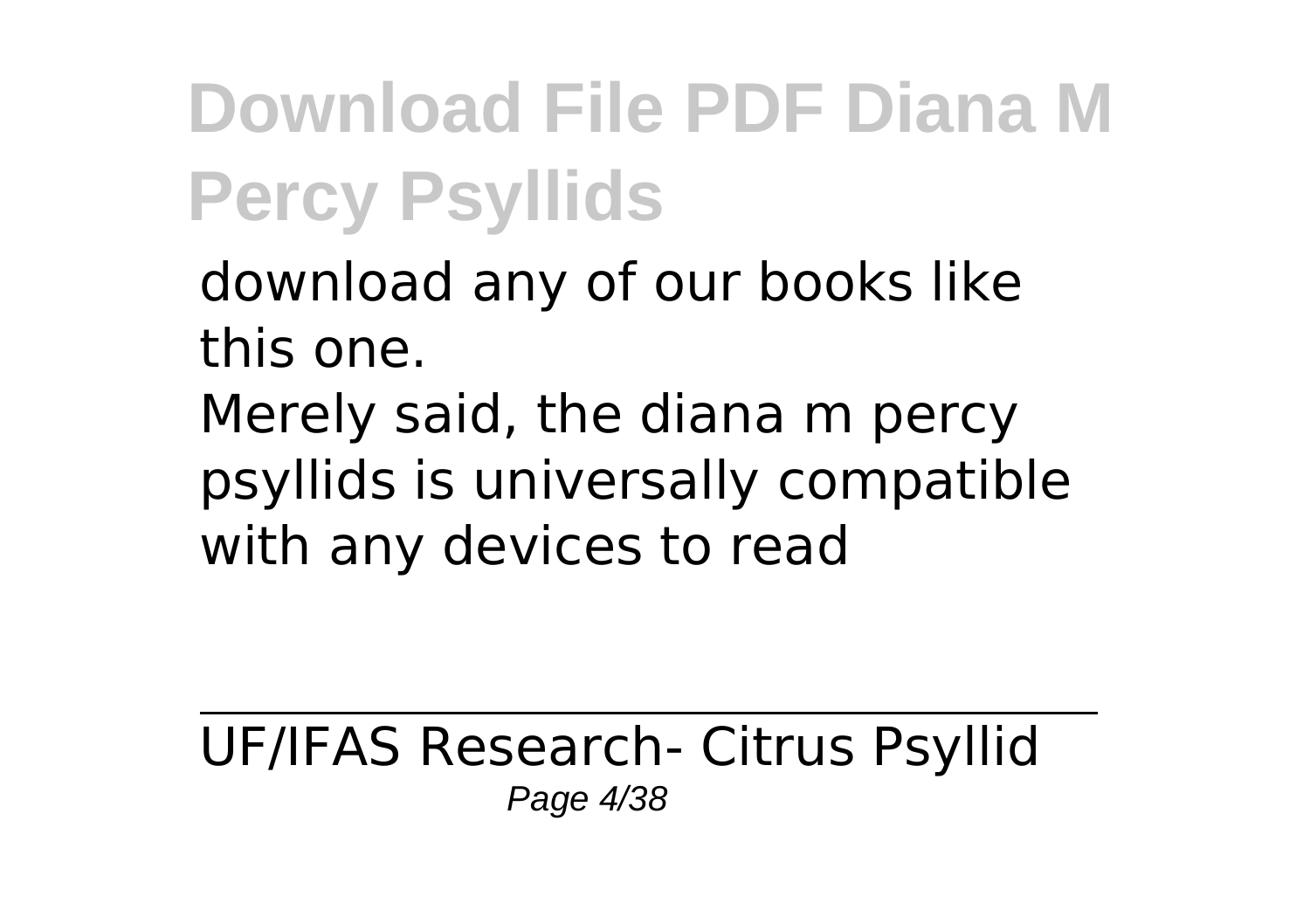download any of our books like this one.

Merely said, the diana m percy psyllids is universally compatible with any devices to read

---

UF/IFAS Research- Citrus Psyllid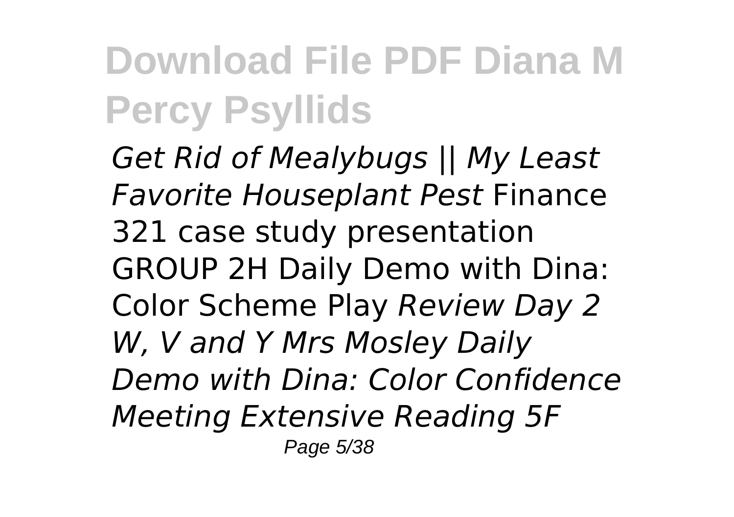*Get Rid of Mealybugs || My Least Favorite Houseplant Pest* Finance 321 case study presentation GROUP 2H Daily Demo with Dina: Color Scheme Play *Review Day 2 W, V and Y Mrs Mosley Daily Demo with Dina: Color Confidence Meeting Extensive Reading 5F*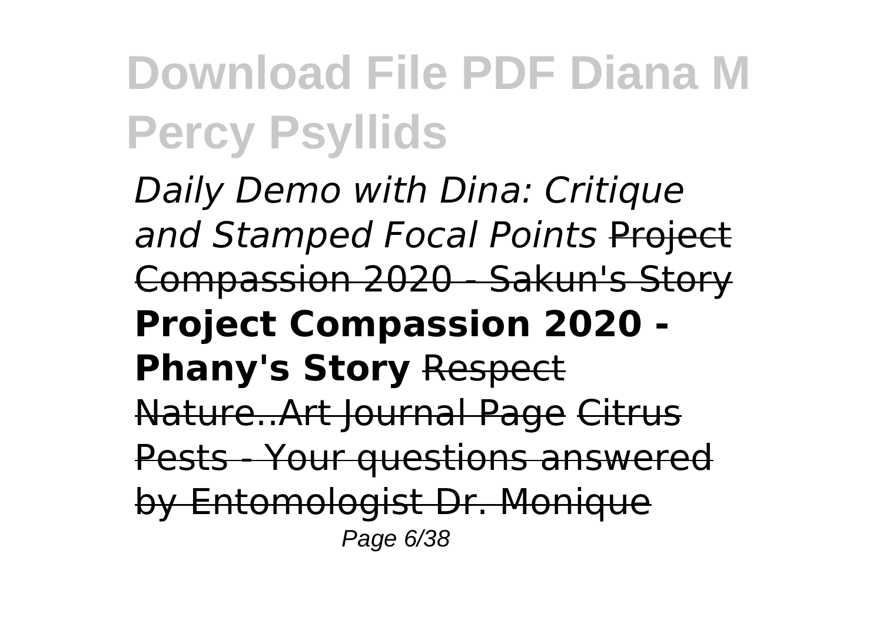*Daily Demo with Dina: Critique and Stamped Focal Points* ~~Project Compassion 2020 - Sakun's Story~~ **Project Compassion 2020 - Phany's Story** ~~Respect Nature..Art Journal Page~~ ~~Citrus Pests - Your questions answered by Entomologist Dr. Monique~~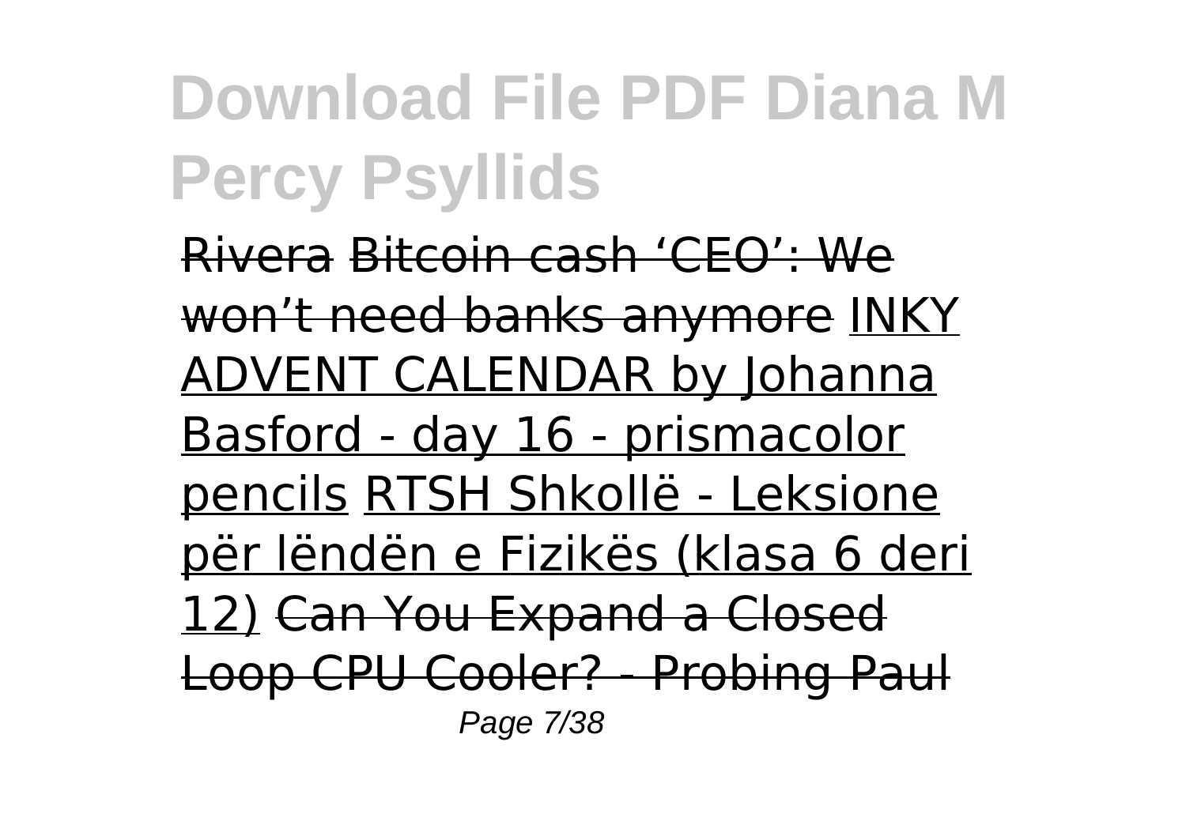Rivera Bitcoin cash 'CEO': We won't need banks anymore INKY ADVENT CALENDAR by Johanna Basford - day 16 - prismacolor pencils RTSH Shkollë - Leksione për lëndën e Fizikës (klasa 6 deri 12) Can You Expand a Closed Loop CPU Cooler? - Probing Paul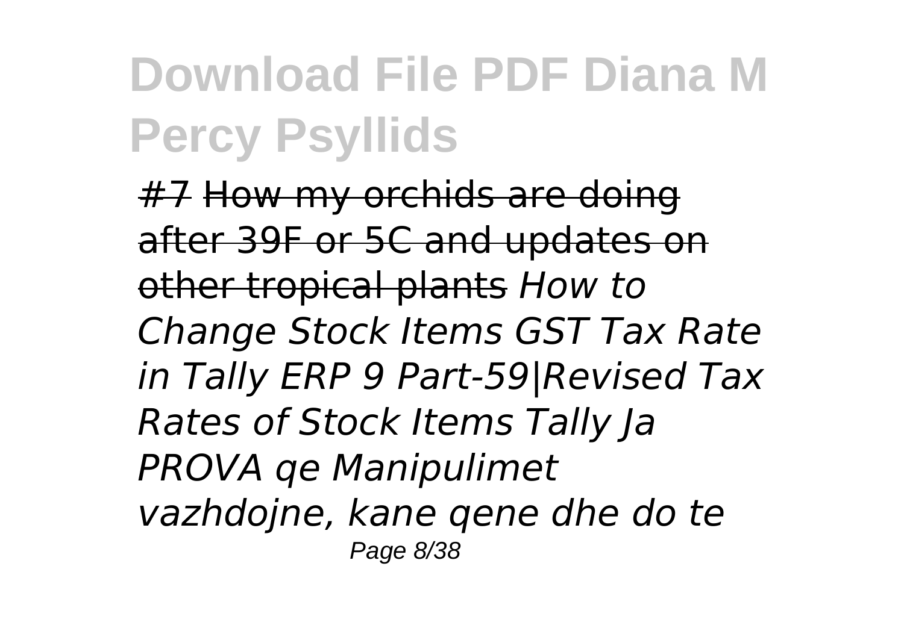#7 How my orchids are doing after 39F or 5C and updates on other tropical plants *How to Change Stock Items GST Tax Rate in Tally ERP 9 Part-59|Revised Tax Rates of Stock Items Tally Ja PROVA qe Manipulimet vazhdojne, kane qene dhe do te*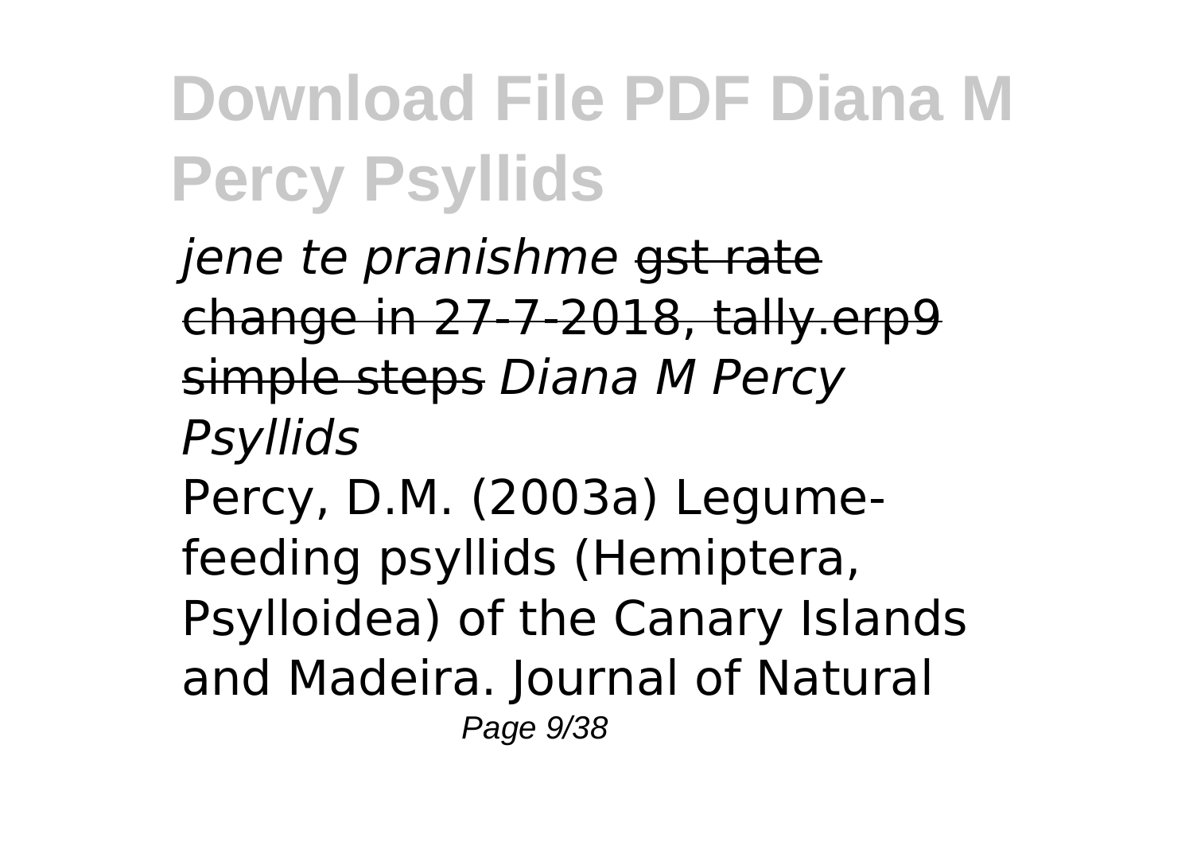*jene te pranishme* ~~gst rate change in 27-7-2018, tally.erp9 simple steps~~ *Diana M Percy Psyllids*

Percy, D.M. (2003a) Legume-feeding psyllids (Hemiptera, Psylloidea) of the Canary Islands and Madeira. Journal of Natural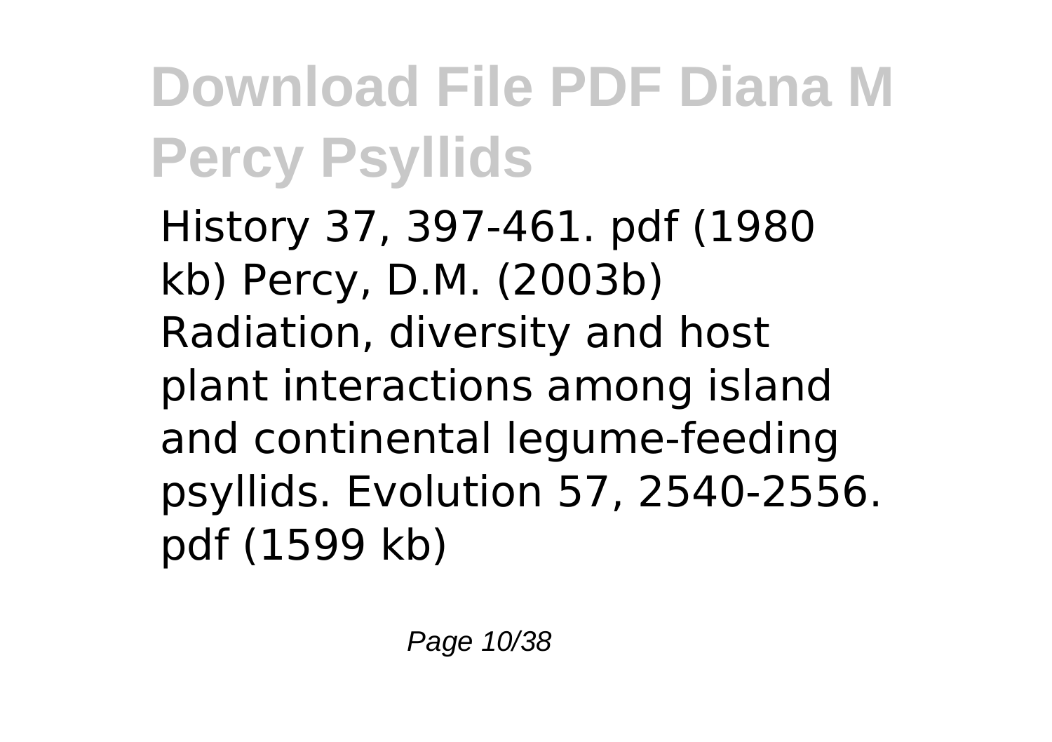History 37, 397-461. pdf (1980 kb) Percy, D.M. (2003b) Radiation, diversity and host plant interactions among island and continental legume-feeding psyllids. Evolution 57, 2540-2556. pdf (1599 kb)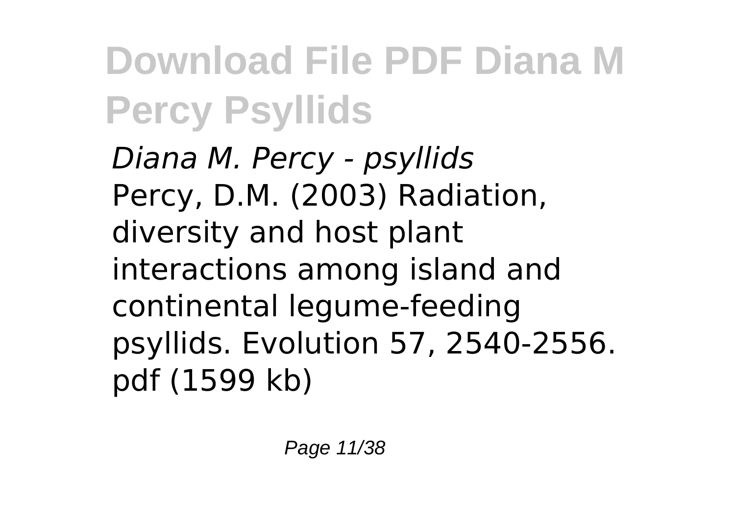*Diana M. Percy - psyllids*
Percy, D.M. (2003) Radiation, diversity and host plant interactions among island and continental legume-feeding psyllids. Evolution 57, 2540-2556. pdf (1599 kb)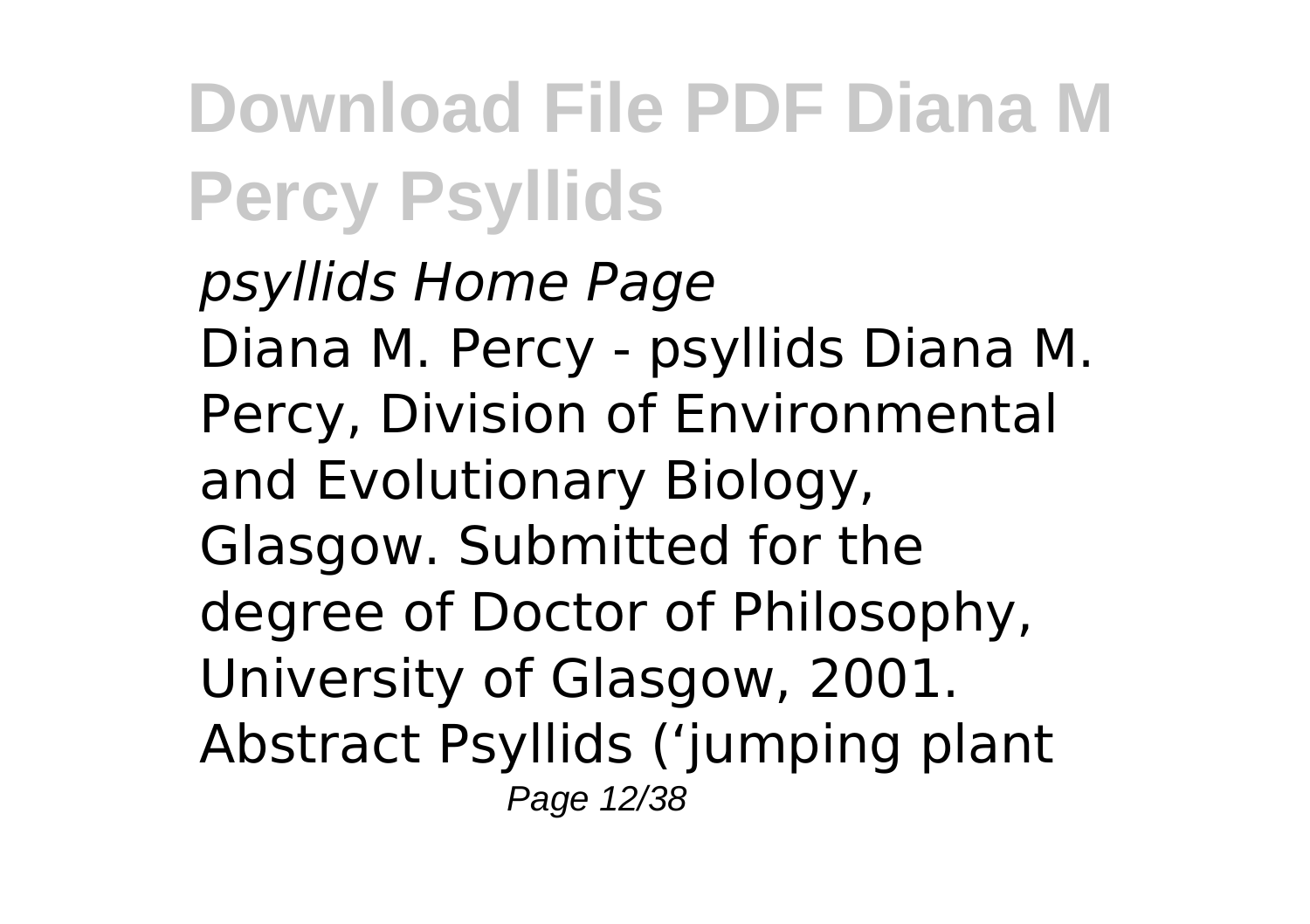*psyllids Home Page*

Diana M. Percy - psyllids Diana M. Percy, Division of Environmental and Evolutionary Biology, Glasgow. Submitted for the degree of Doctor of Philosophy, University of Glasgow, 2001. Abstract Psyllids ('jumping plant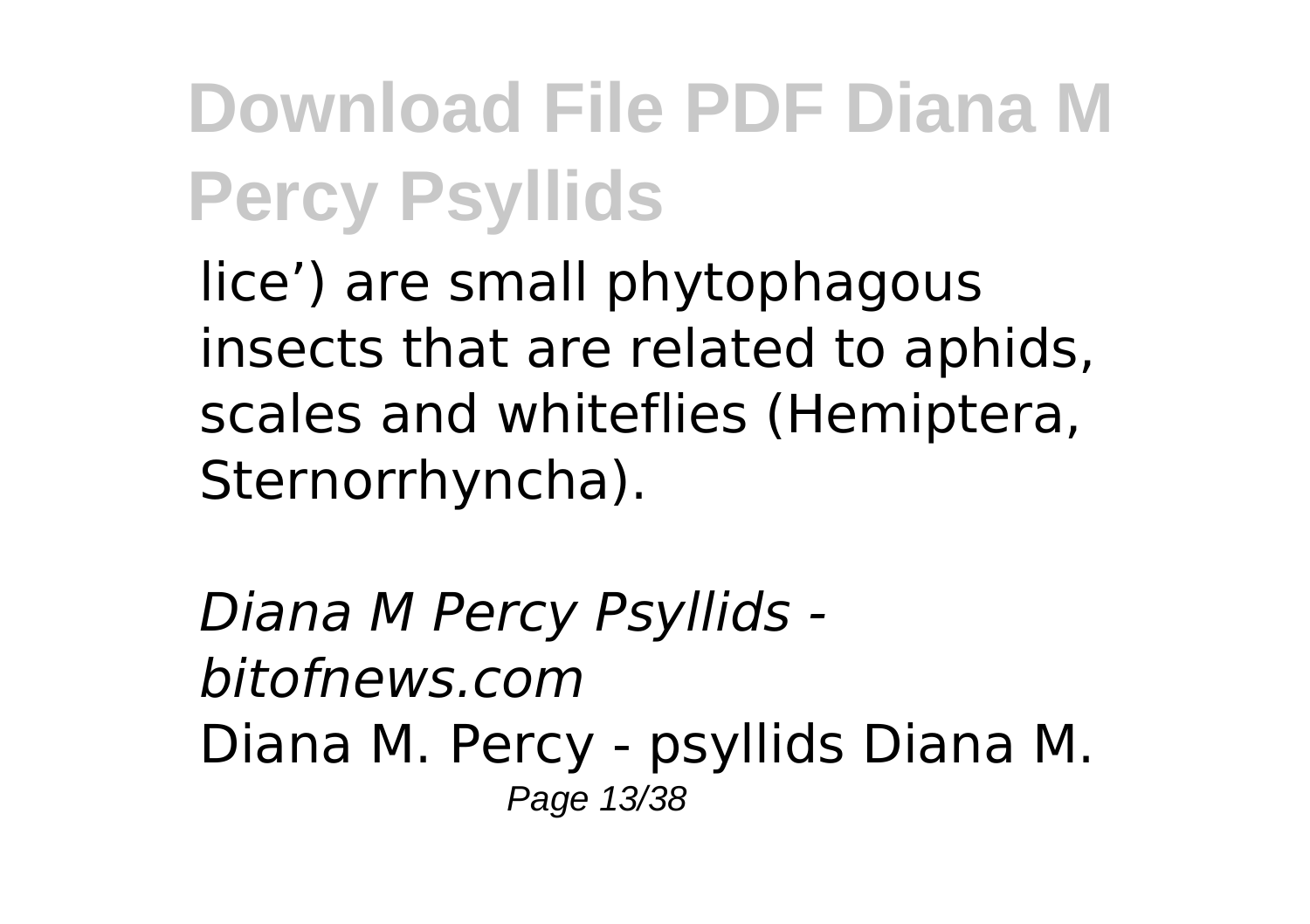lice') are small phytophagous insects that are related to aphids, scales and whiteflies (Hemiptera, Sternorrhyncha).

*Diana M Percy Psyllids - bitofnews.com*

Diana M. Percy - psyllids Diana M.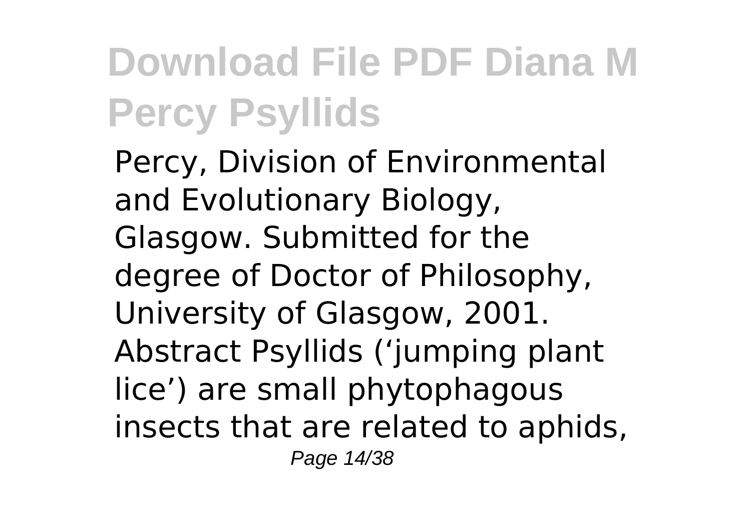Percy, Division of Environmental and Evolutionary Biology, Glasgow. Submitted for the degree of Doctor of Philosophy, University of Glasgow, 2001. Abstract Psyllids ('jumping plant lice') are small phytophagous insects that are related to aphids,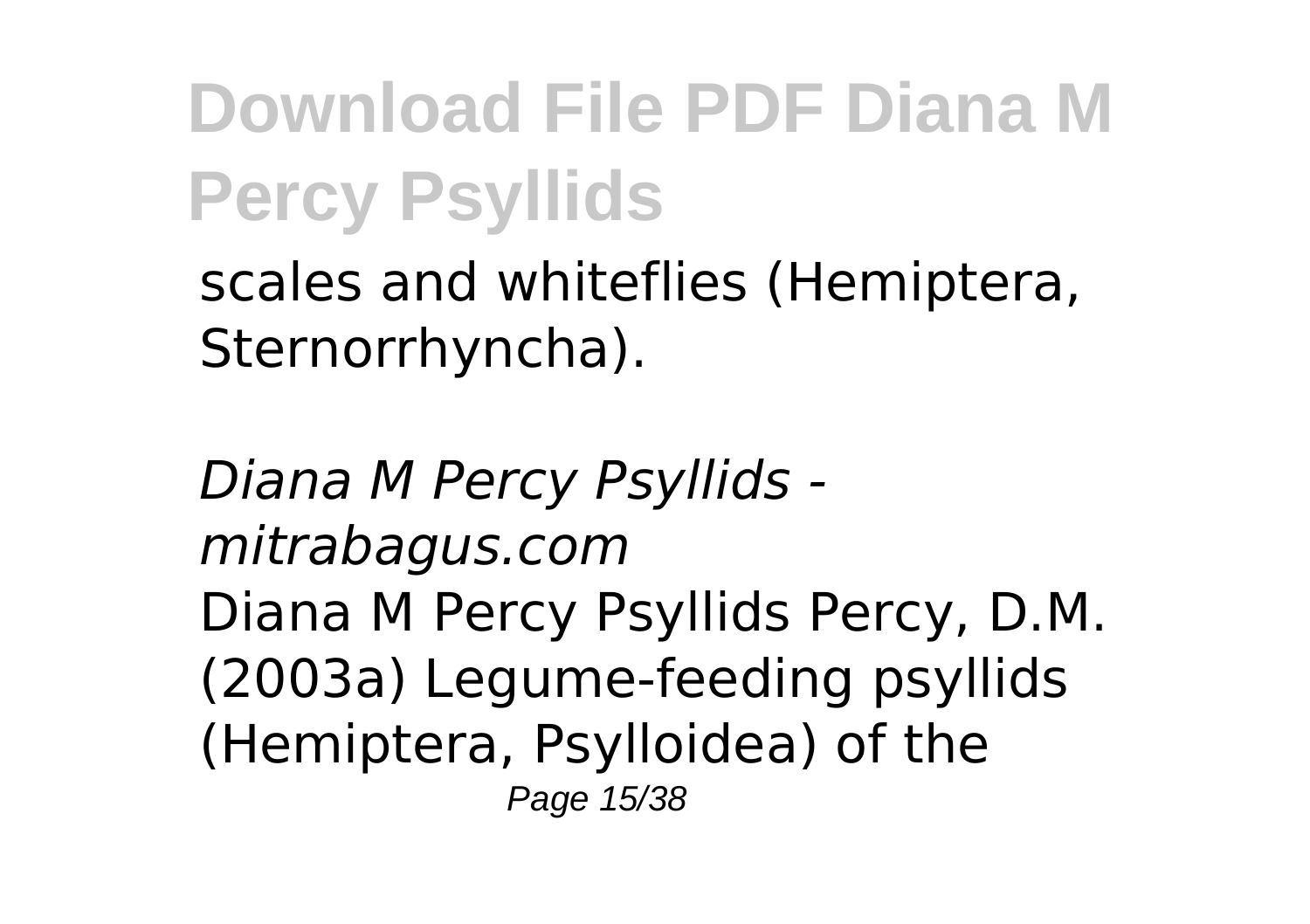scales and whiteflies (Hemiptera, Sternorrhyncha).

*Diana M Percy Psyllids - mitrabagus.com*

Diana M Percy Psyllids Percy, D.M. (2003a) Legume-feeding psyllids (Hemiptera, Psylloidea) of the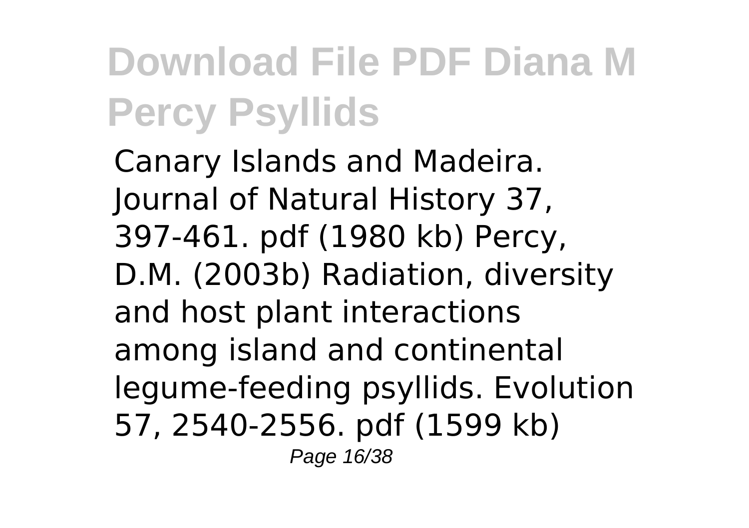Canary Islands and Madeira. Journal of Natural History 37, 397-461. pdf (1980 kb) Percy, D.M. (2003b) Radiation, diversity and host plant interactions among island and continental legume-feeding psyllids. Evolution 57, 2540-2556. pdf (1599 kb)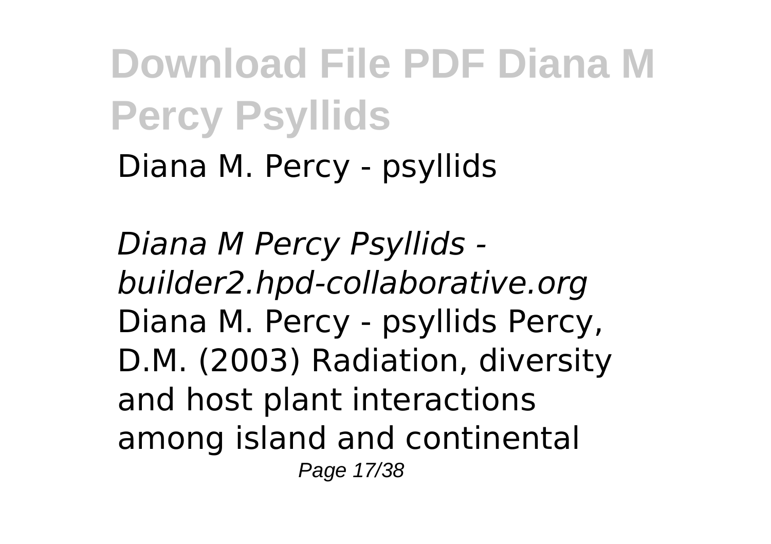Diana M. Percy - psyllids

*Diana M Percy Psyllids - builder2.hpd-collaborative.org*
Diana M. Percy - psyllids Percy, D.M. (2003) Radiation, diversity and host plant interactions among island and continental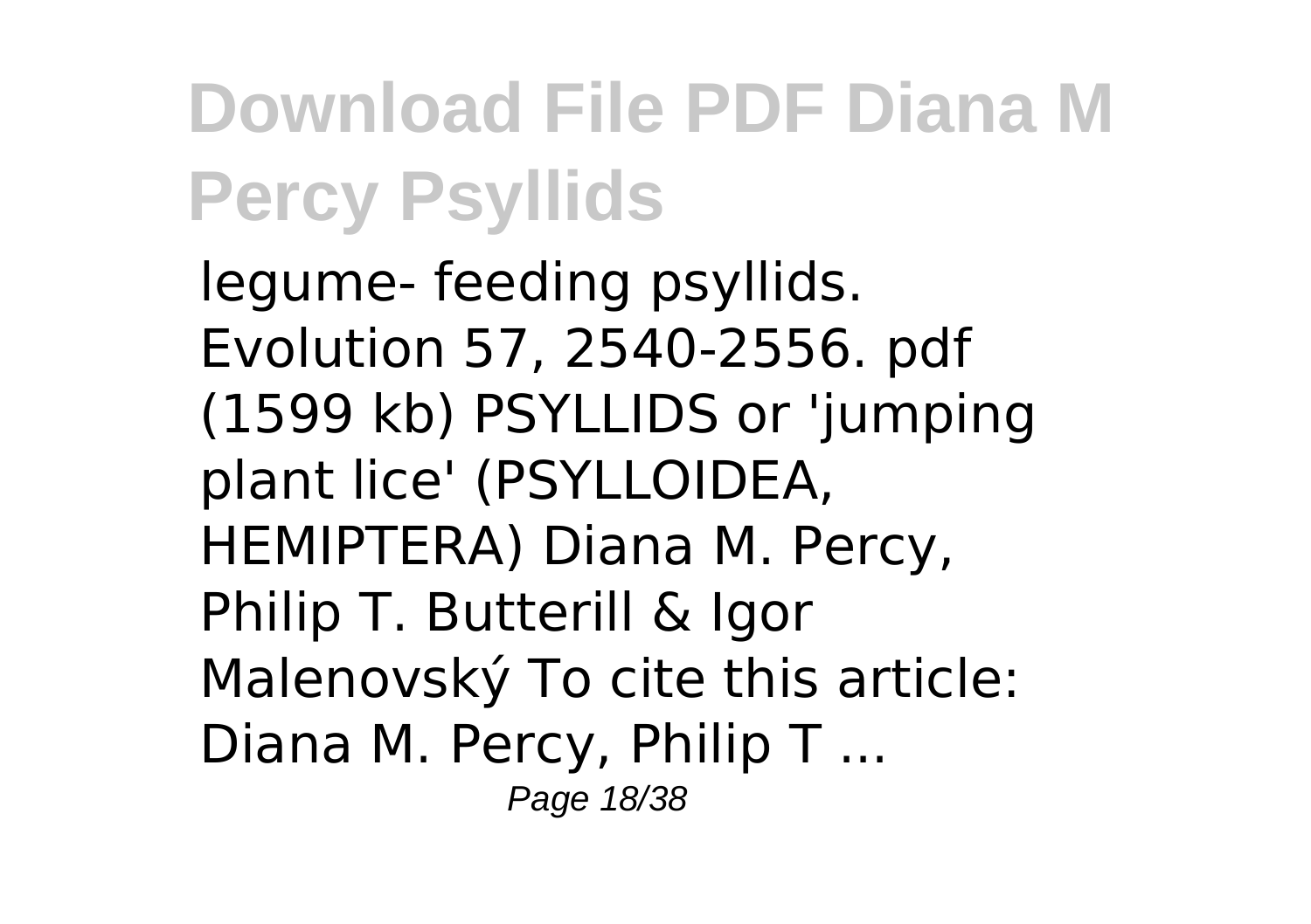legume- feeding psyllids. Evolution 57, 2540-2556. pdf (1599 kb) PSYLLIDS or 'jumping plant lice' (PSYLLOIDEA, HEMIPTERA) Diana M. Percy, Philip T. Butterill & Igor Malenovský To cite this article: Diana M. Percy, Philip T ...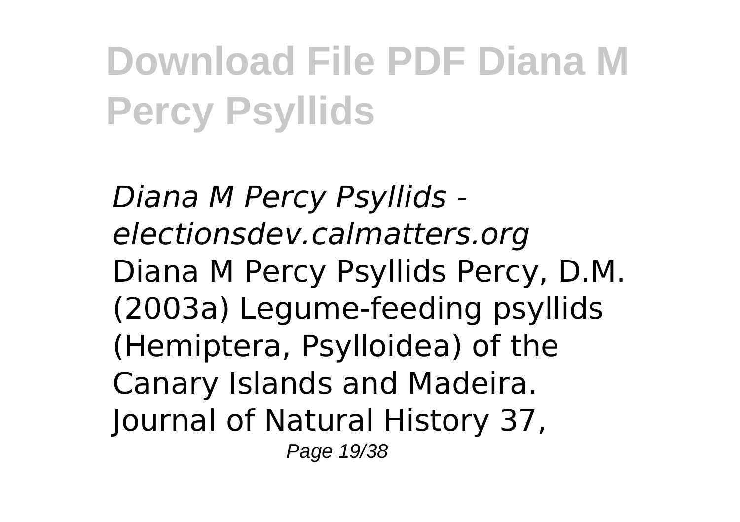*Diana M Percy Psyllids - electionsdev.calmatters.org*

Diana M Percy Psyllids Percy, D.M. (2003a) Legume-feeding psyllids (Hemiptera, Psylloidea) of the Canary Islands and Madeira. Journal of Natural History 37,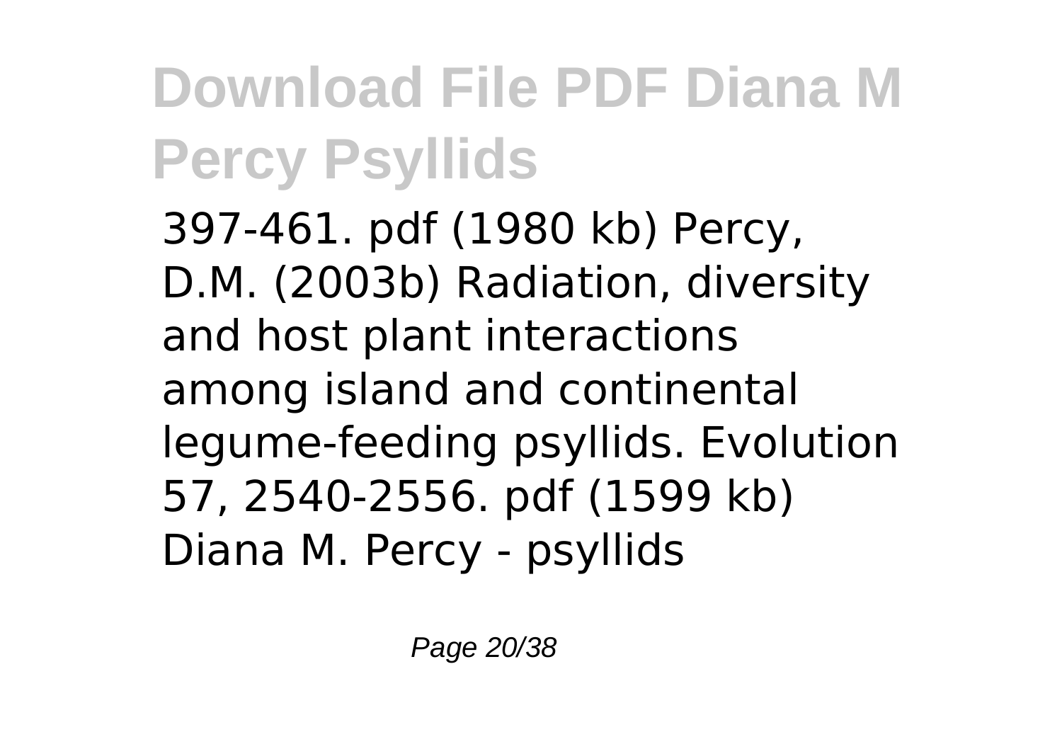397-461. pdf (1980 kb) Percy, D.M. (2003b) Radiation, diversity and host plant interactions among island and continental legume-feeding psyllids. Evolution 57, 2540-2556. pdf (1599 kb) Diana M. Percy - psyllids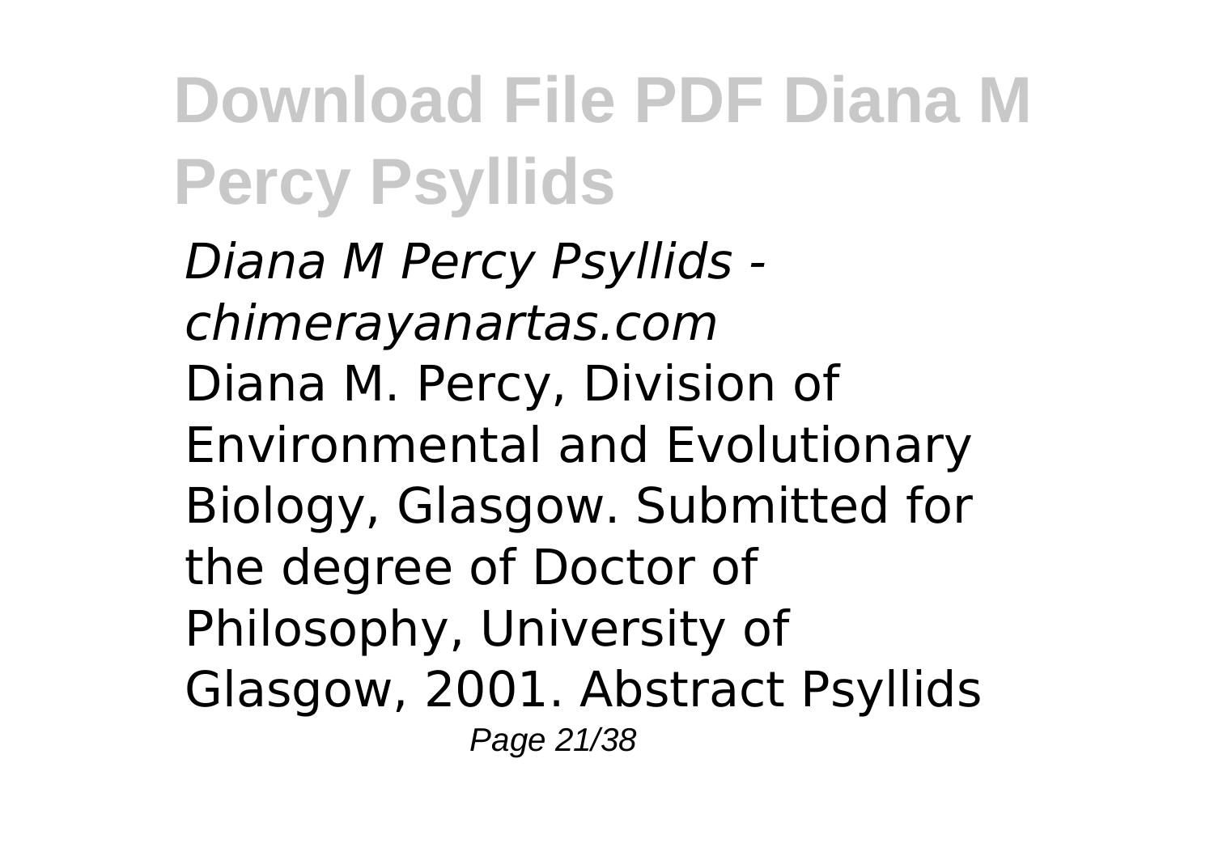*Diana M Percy Psyllids - chimerayanartas.com*

Diana M. Percy, Division of Environmental and Evolutionary Biology, Glasgow. Submitted for the degree of Doctor of Philosophy, University of Glasgow, 2001. Abstract Psyllids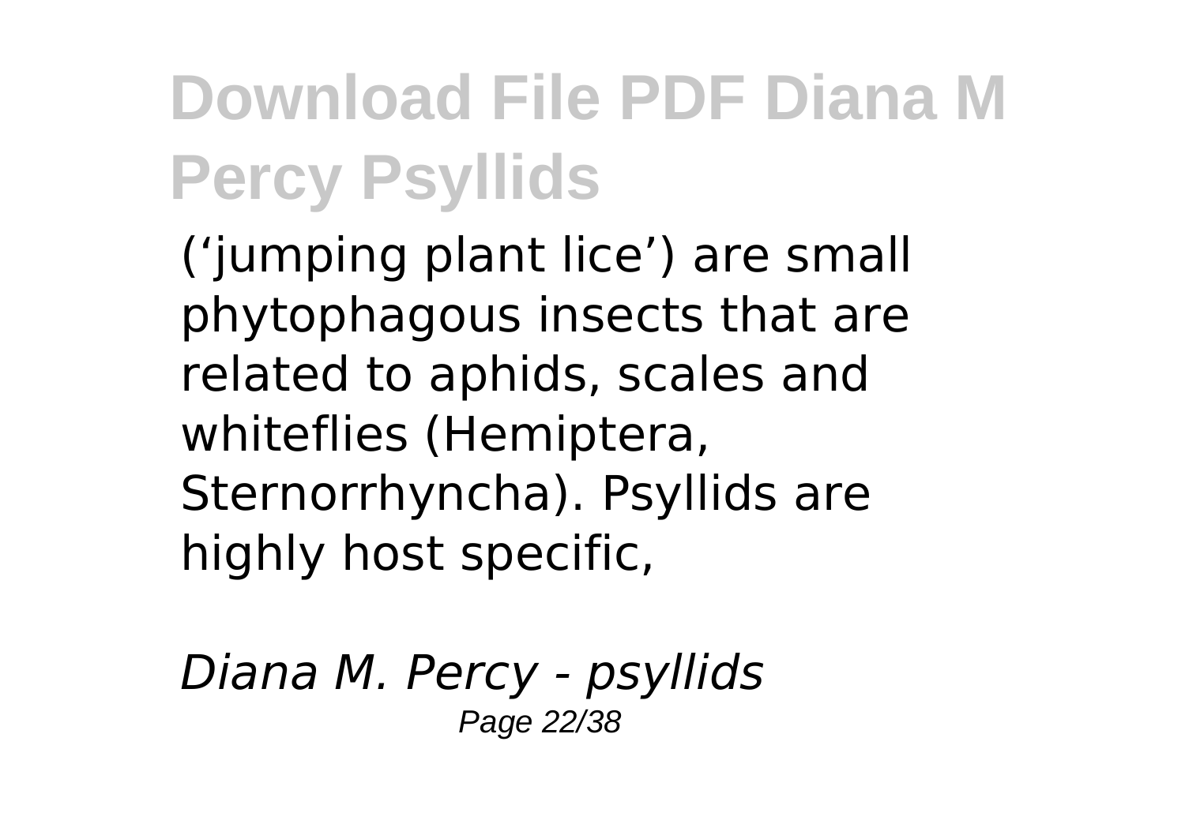('jumping plant lice') are small phytophagous insects that are related to aphids, scales and whiteflies (Hemiptera, Sternorrhyncha). Psyllids are highly host specific,

*Diana M. Percy - psyllids*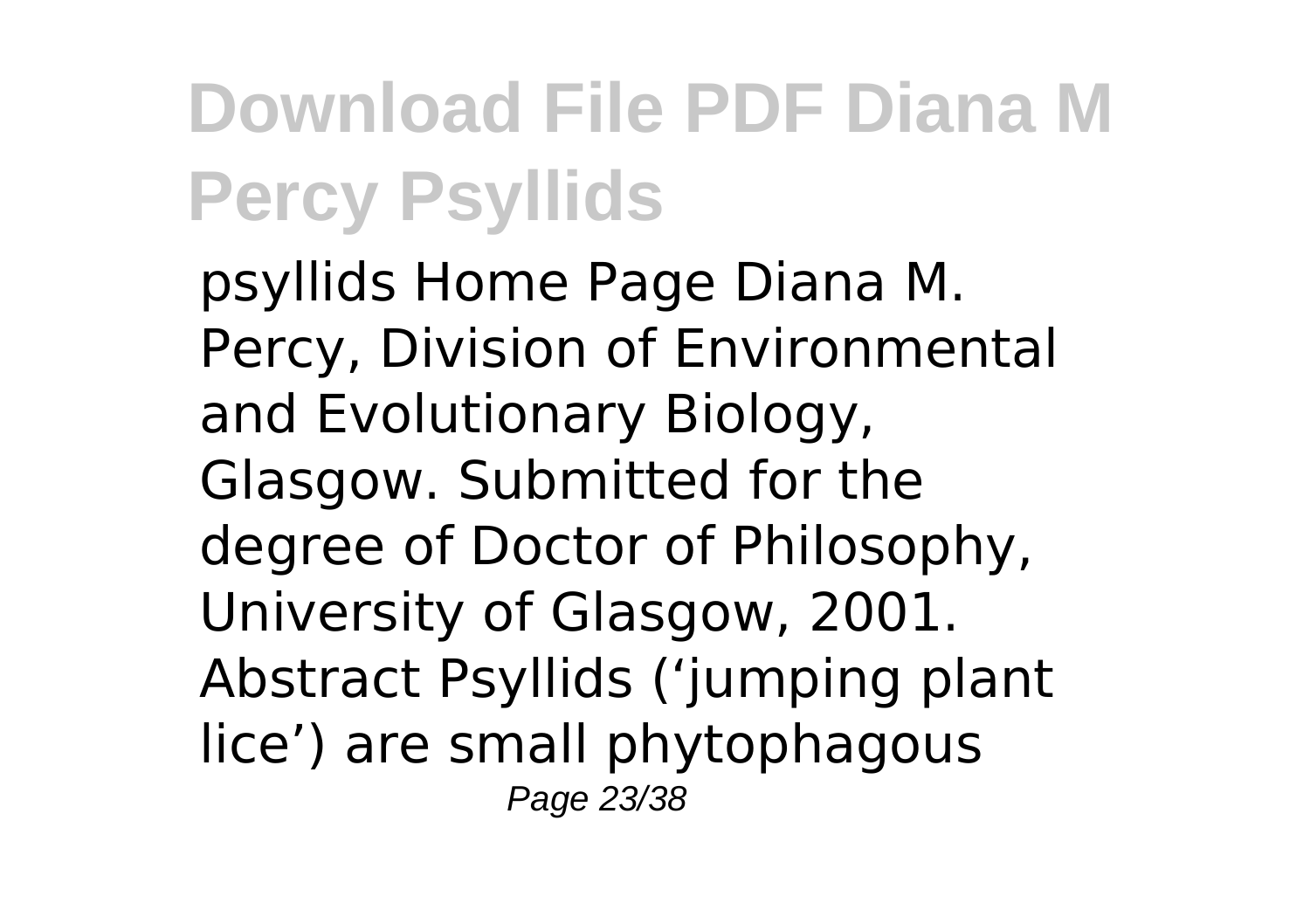psyllids Home Page Diana M. Percy, Division of Environmental and Evolutionary Biology, Glasgow. Submitted for the degree of Doctor of Philosophy, University of Glasgow, 2001. Abstract Psyllids ('jumping plant lice') are small phytophagous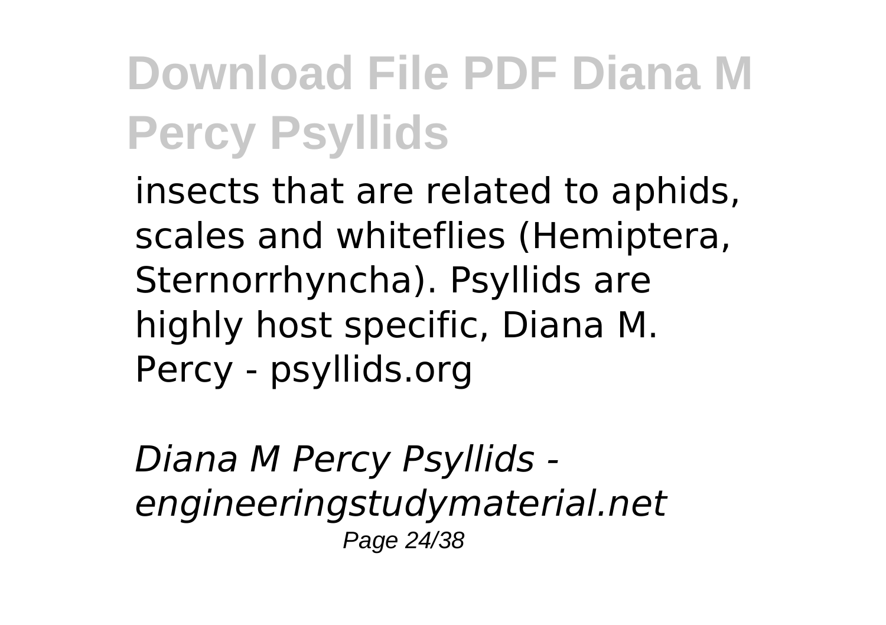insects that are related to aphids, scales and whiteflies (Hemiptera, Sternorrhyncha). Psyllids are highly host specific, Diana M. Percy - psyllids.org

*Diana M Percy Psyllids - engineeringstudymaterial.net*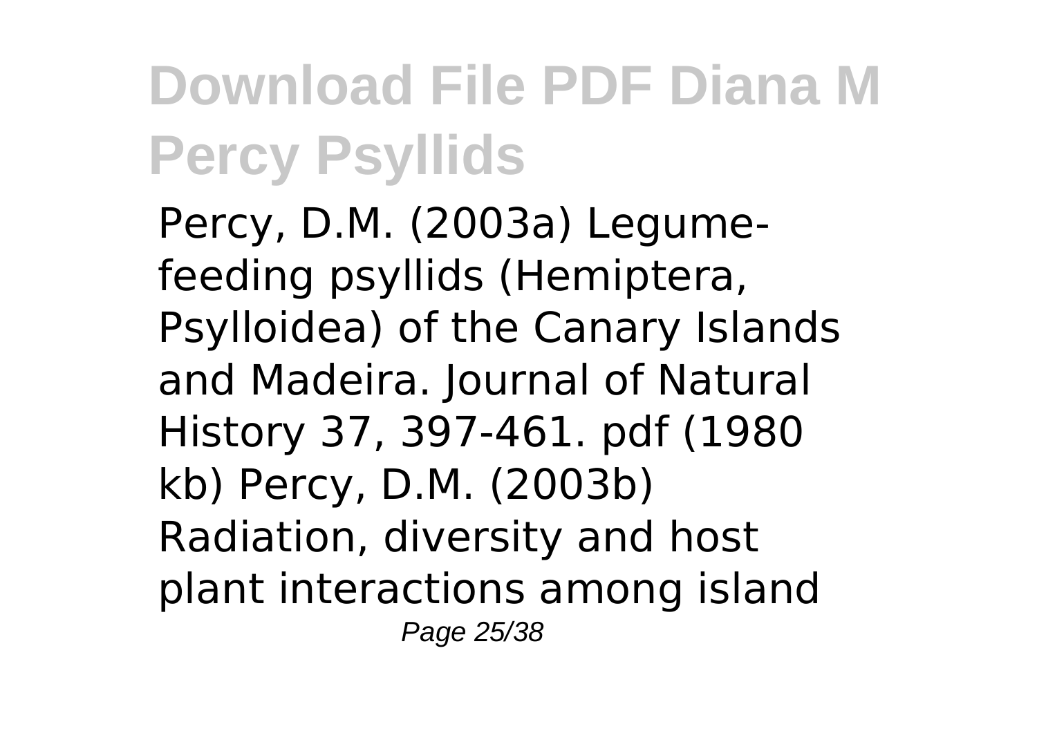Percy, D.M. (2003a) Legume-feeding psyllids (Hemiptera, Psylloidea) of the Canary Islands and Madeira. Journal of Natural History 37, 397-461. pdf (1980 kb) Percy, D.M. (2003b) Radiation, diversity and host plant interactions among island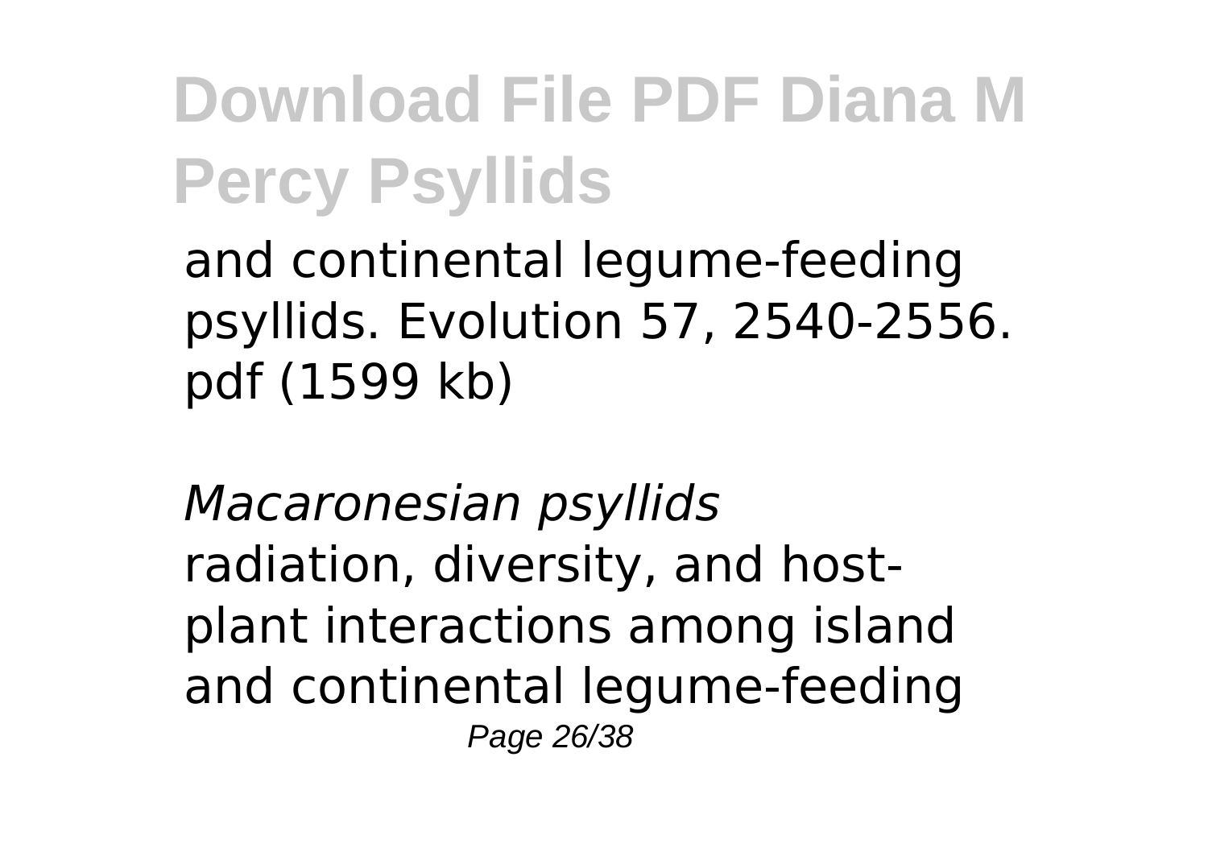and continental legume-feeding psyllids. Evolution 57, 2540-2556. pdf (1599 kb)

*Macaronesian psyllids*
radiation, diversity, and host-plant interactions among island and continental legume-feeding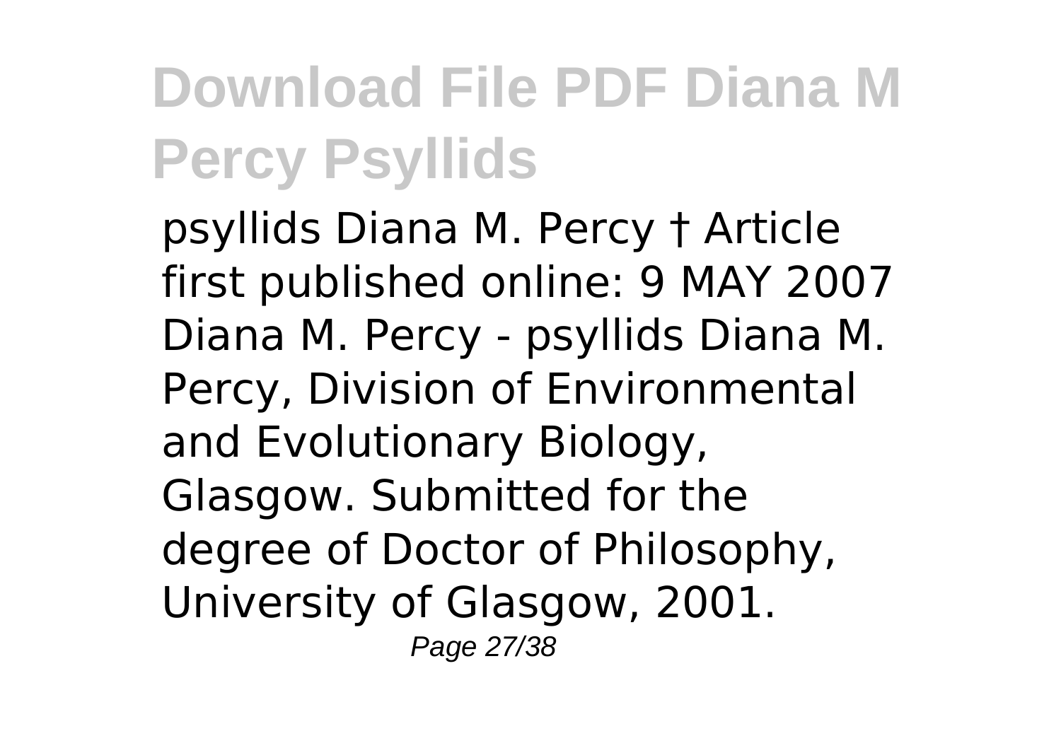# Download File PDF Diana M Percy Psyllids

psyllids Diana M. Percy † Article first published online: 9 MAY 2007 Diana M. Percy - psyllids Diana M. Percy, Division of Environmental and Evolutionary Biology, Glasgow. Submitted for the degree of Doctor of Philosophy, University of Glasgow, 2001.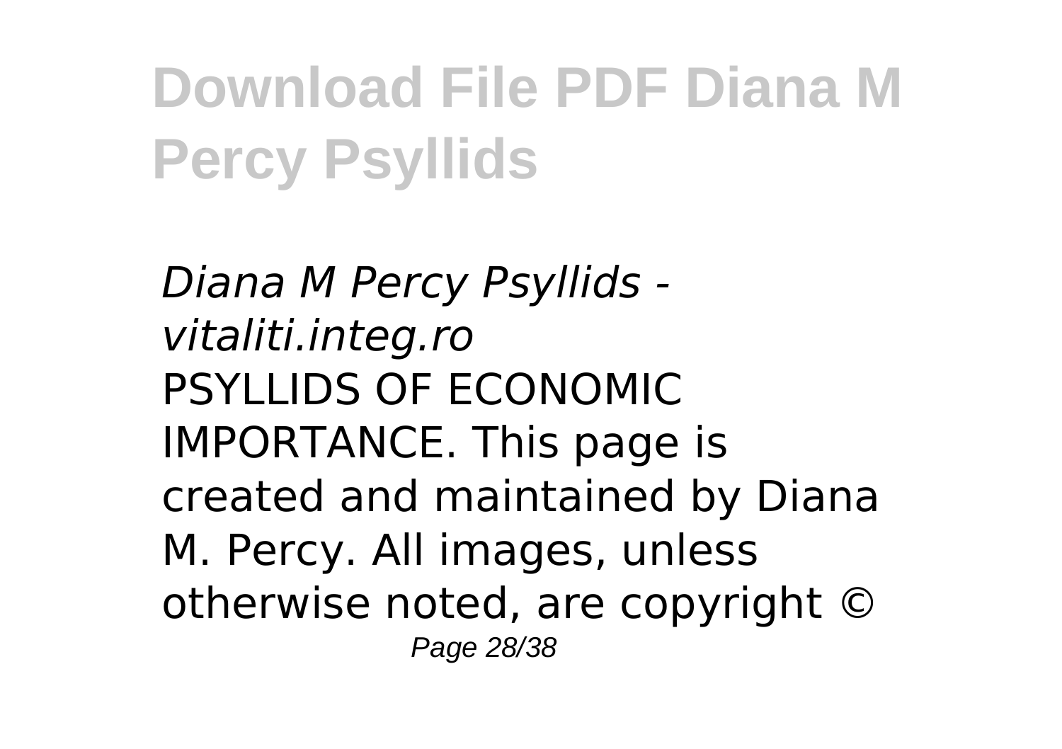*Diana M Percy Psyllids - vitaliti.integ.ro*

PSYLLIDS OF ECONOMIC IMPORTANCE. This page is created and maintained by Diana M. Percy. All images, unless otherwise noted, are copyright ©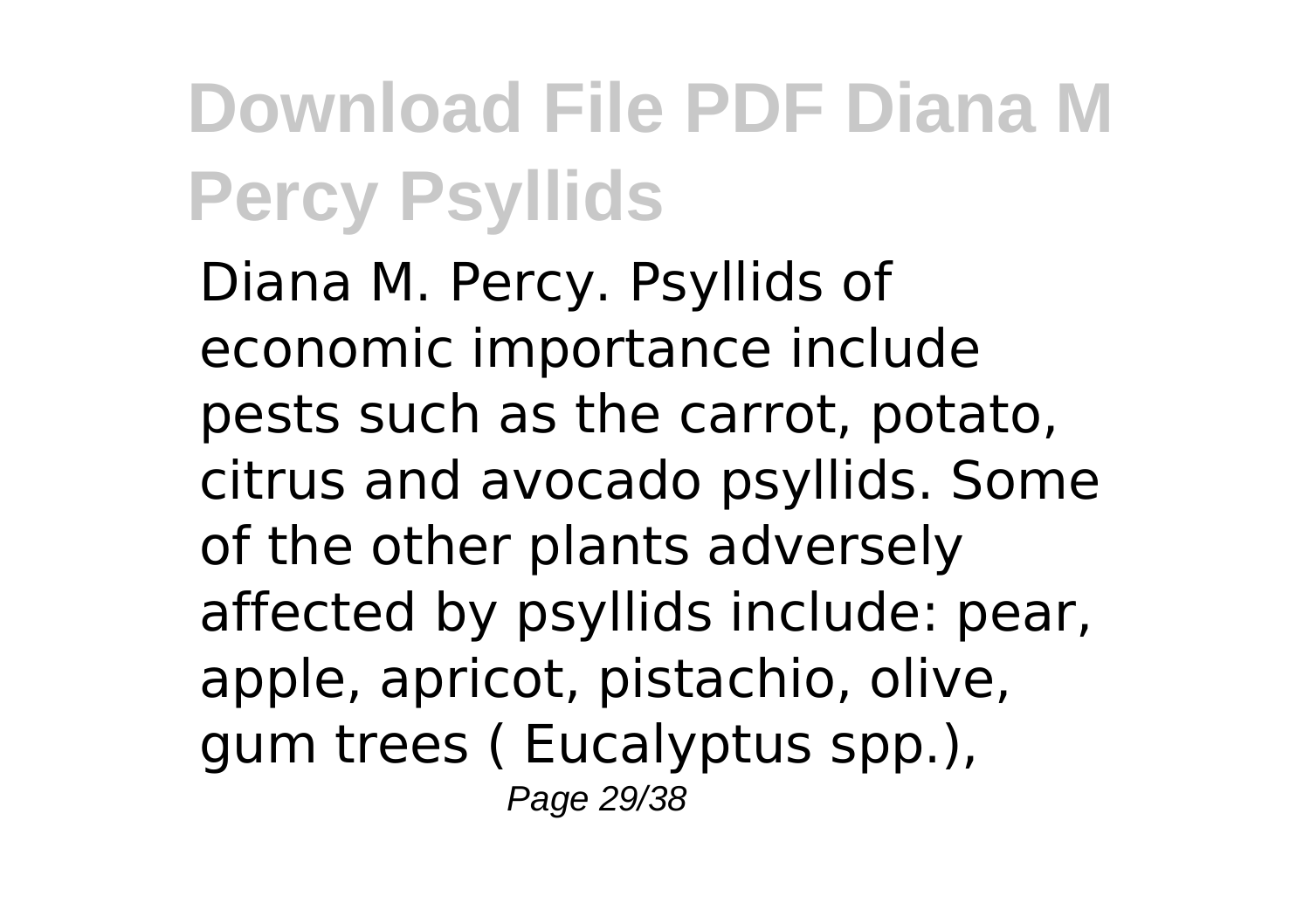Diana M. Percy. Psyllids of economic importance include pests such as the carrot, potato, citrus and avocado psyllids. Some of the other plants adversely affected by psyllids include: pear, apple, apricot, pistachio, olive, gum trees ( Eucalyptus spp.),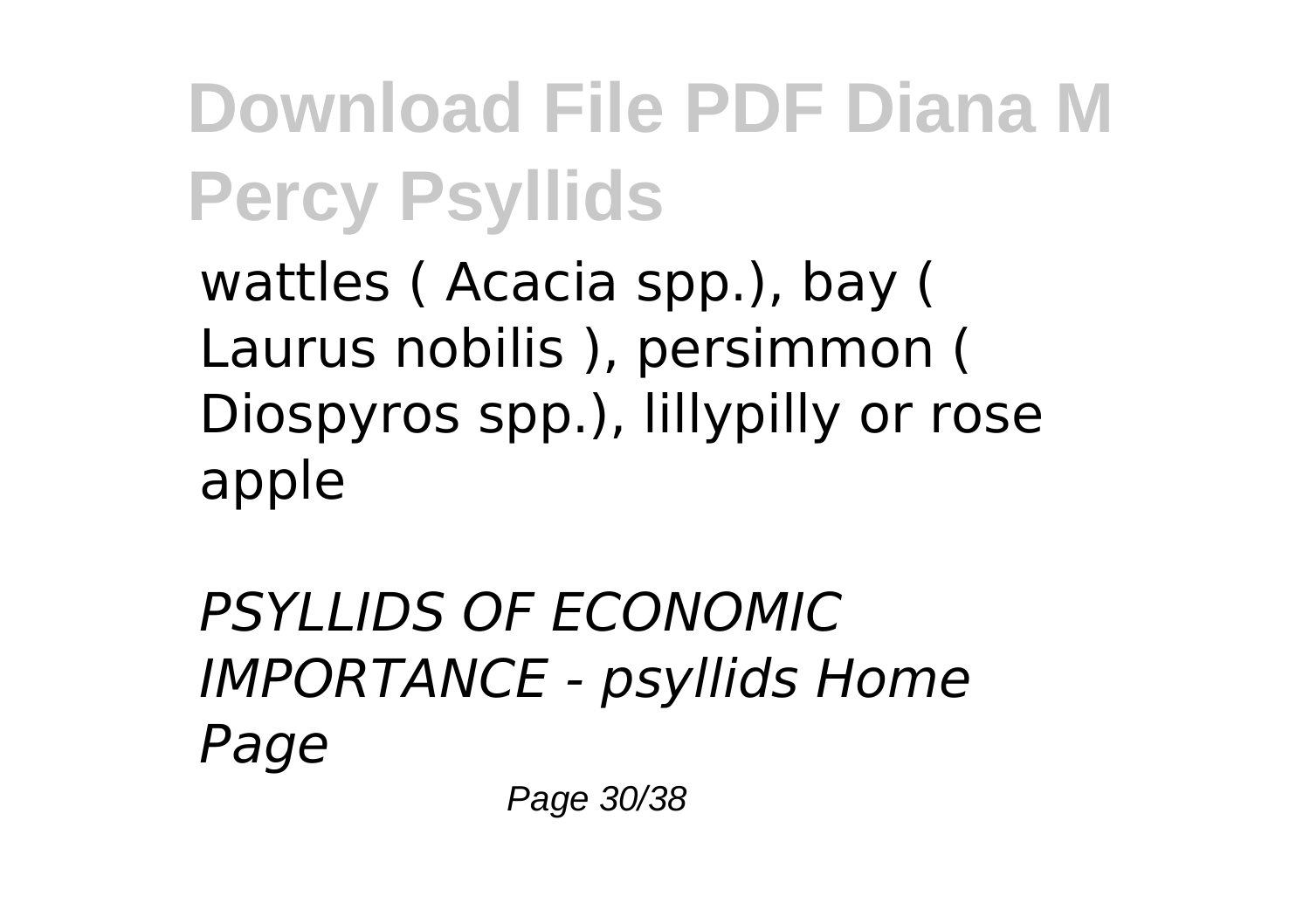wattles ( Acacia spp.), bay ( Laurus nobilis ), persimmon ( Diospyros spp.), lillypilly or rose apple

*PSYLLIDS OF ECONOMIC IMPORTANCE - psyllids Home Page*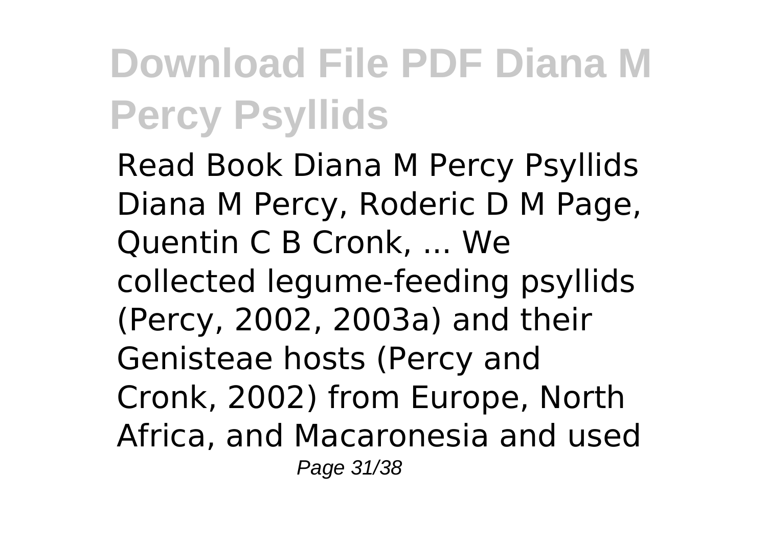# Download File PDF Diana M Percy Psyllids

Read Book Diana M Percy Psyllids Diana M Percy, Roderic D M Page, Quentin C B Cronk, ... We collected legume-feeding psyllids (Percy, 2002, 2003a) and their Genisteae hosts (Percy and Cronk, 2002) from Europe, North Africa, and Macaronesia and used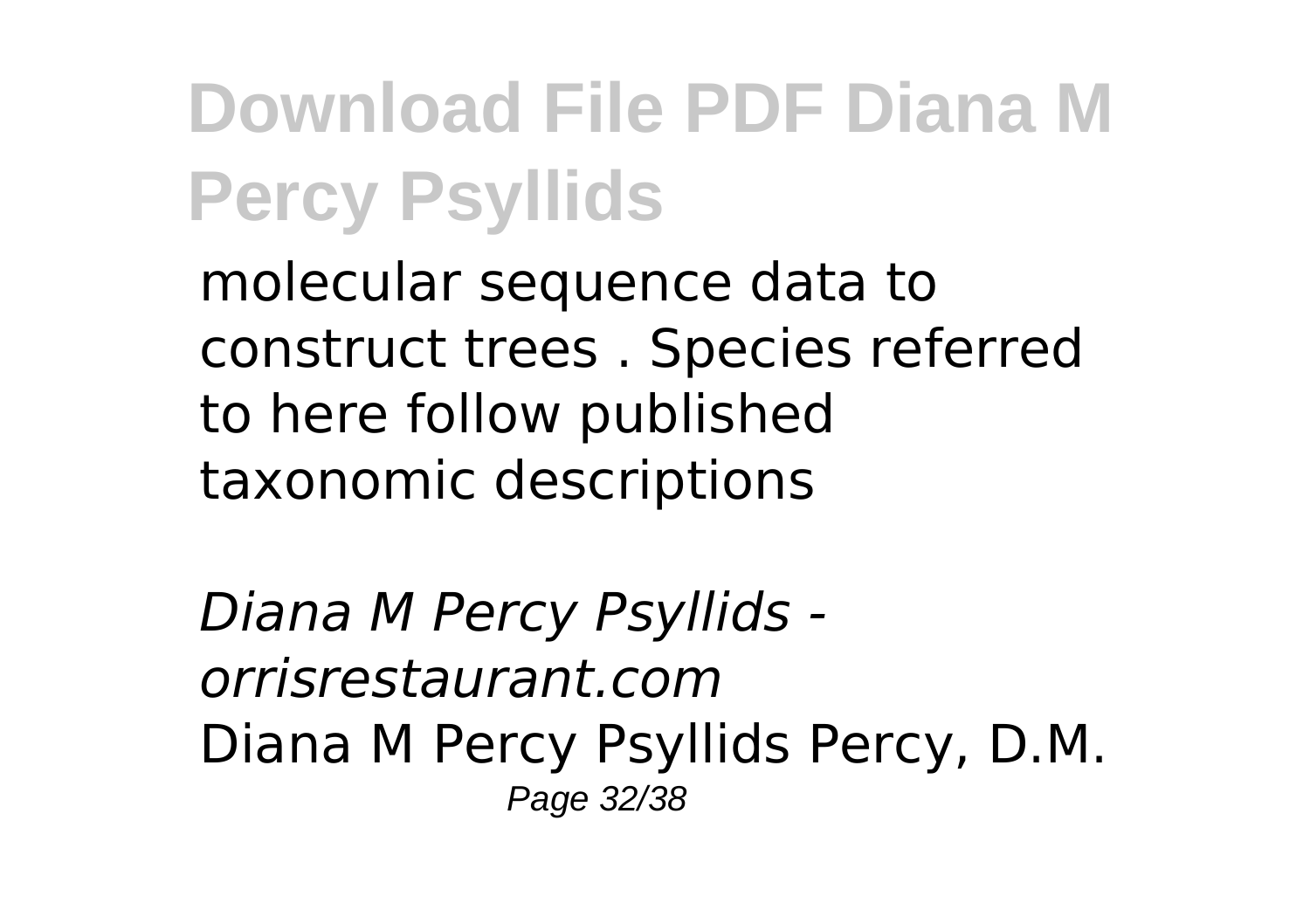molecular sequence data to construct trees . Species referred to here follow published taxonomic descriptions

*Diana M Percy Psyllids - orrisrestaurant.com*
Diana M Percy Psyllids Percy, D.M.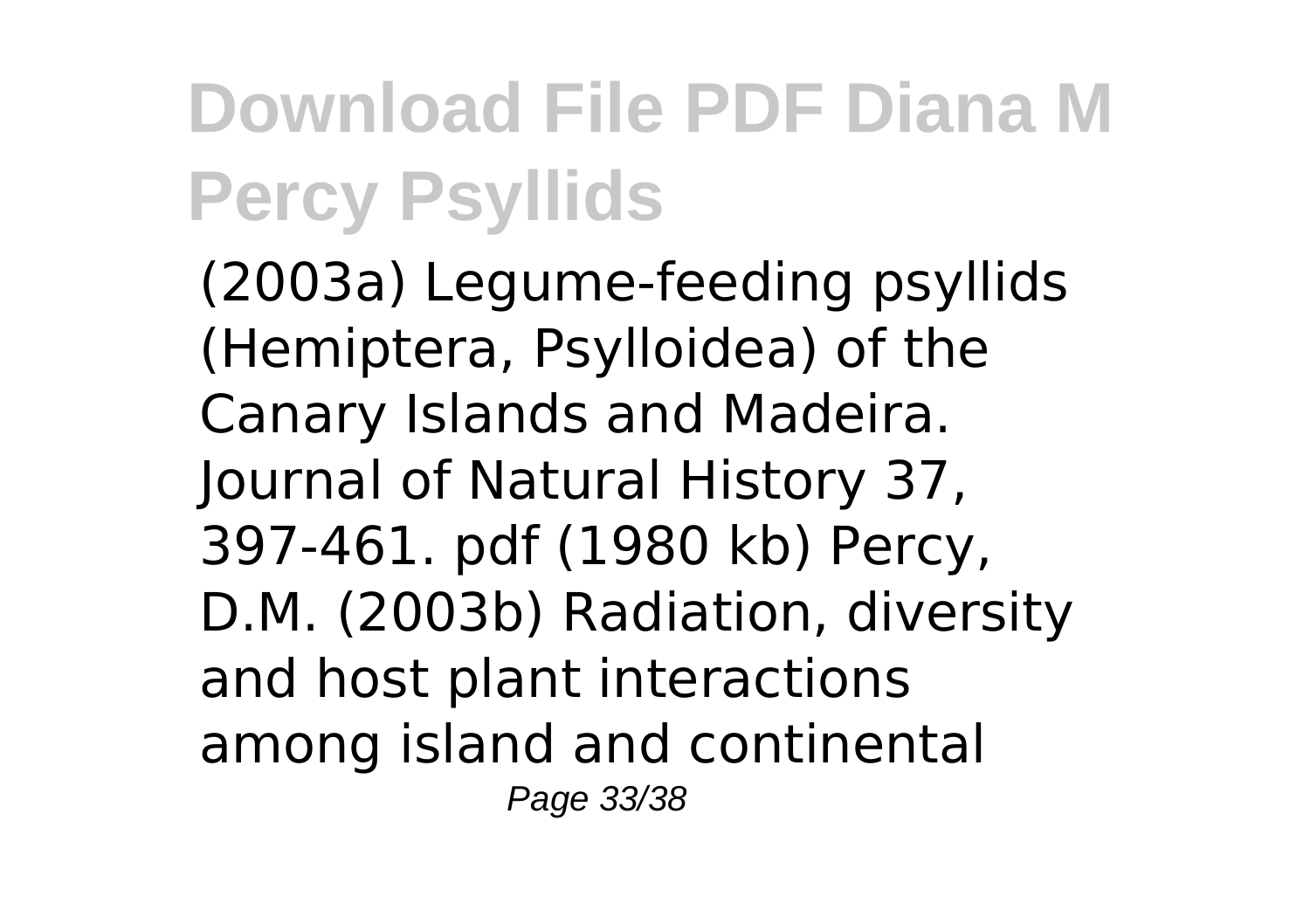(2003a) Legume-feeding psyllids (Hemiptera, Psylloidea) of the Canary Islands and Madeira. Journal of Natural History 37, 397-461. pdf (1980 kb) Percy, D.M. (2003b) Radiation, diversity and host plant interactions among island and continental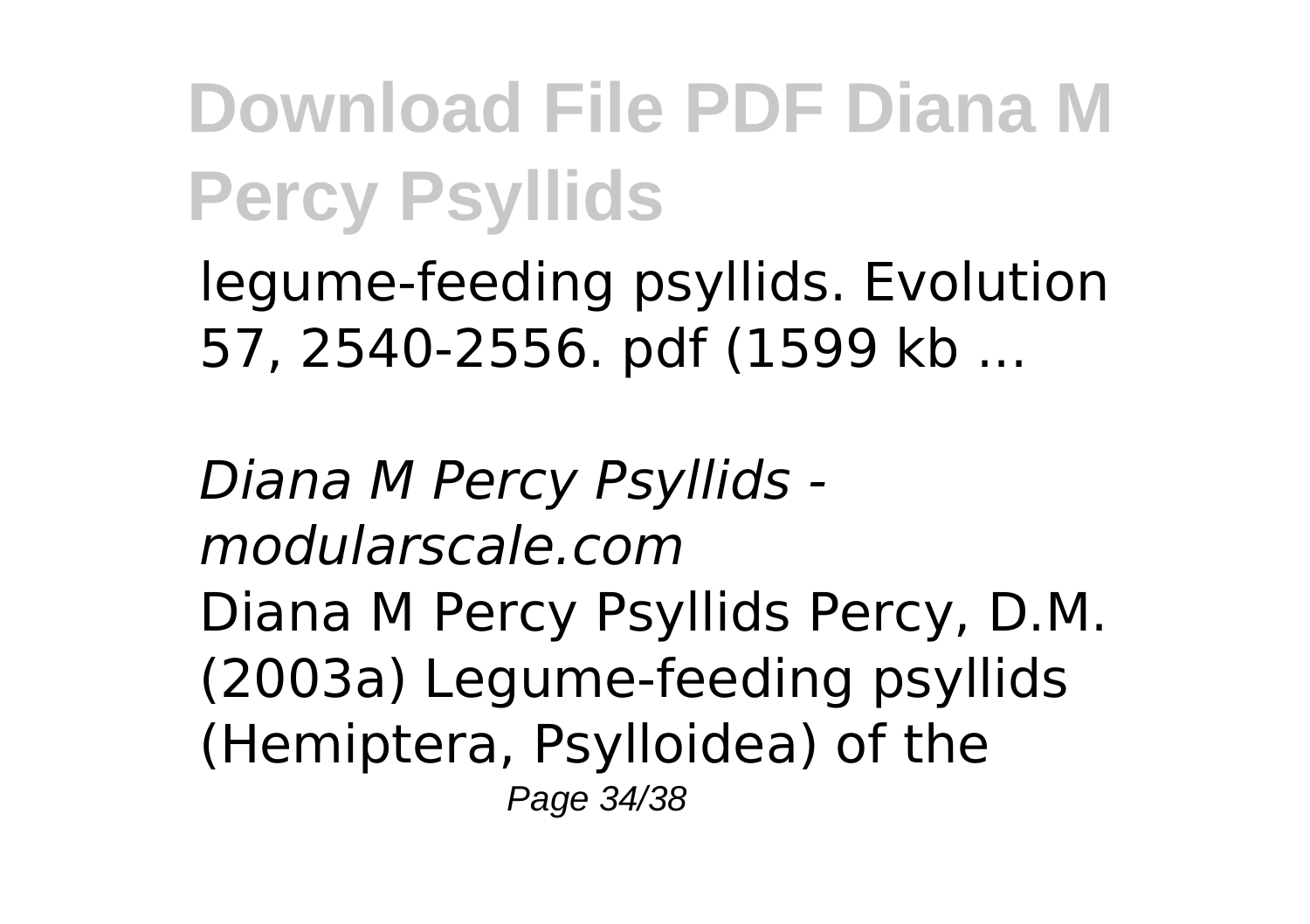legume-feeding psyllids. Evolution 57, 2540-2556. pdf (1599 kb ...

*Diana M Percy Psyllids - modularscale.com*

Diana M Percy Psyllids Percy, D.M. (2003a) Legume-feeding psyllids (Hemiptera, Psylloidea) of the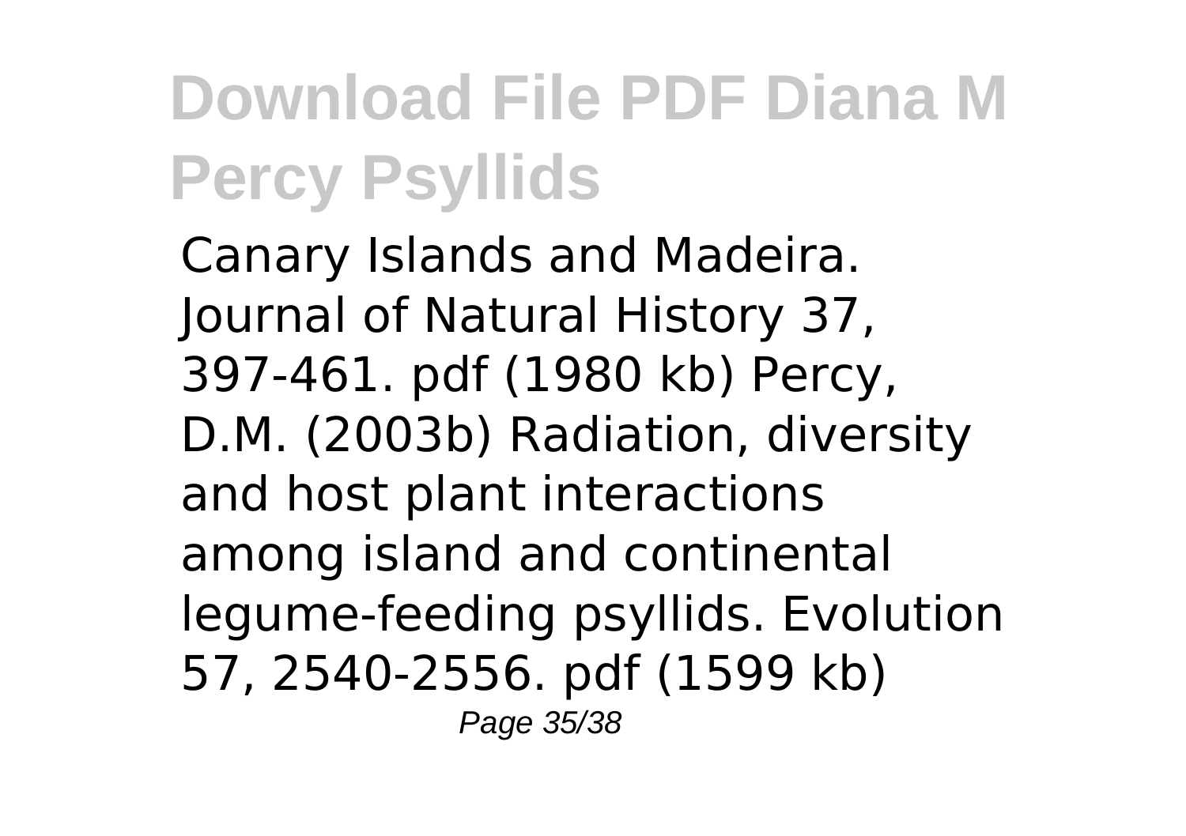Canary Islands and Madeira. Journal of Natural History 37, 397-461. pdf (1980 kb) Percy, D.M. (2003b) Radiation, diversity and host plant interactions among island and continental legume-feeding psyllids. Evolution 57, 2540-2556. pdf (1599 kb)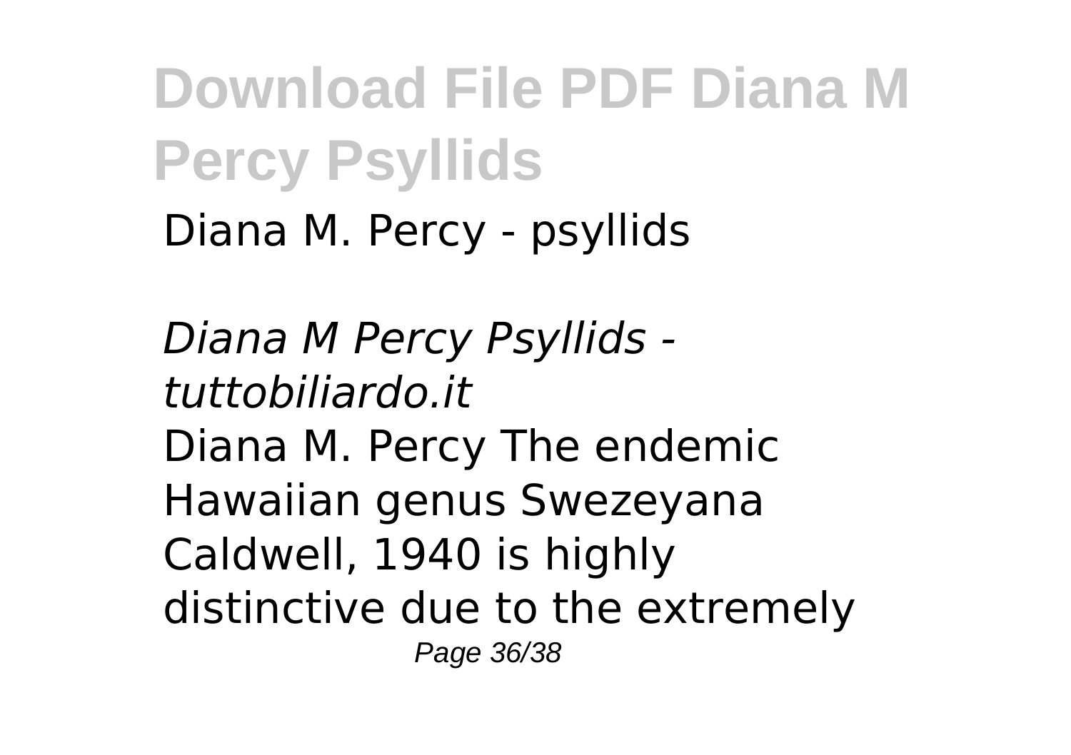Diana M. Percy - psyllids

*Diana M Percy Psyllids - tuttobiliardo.it*

Diana M. Percy The endemic Hawaiian genus Swezeyana Caldwell, 1940 is highly distinctive due to the extremely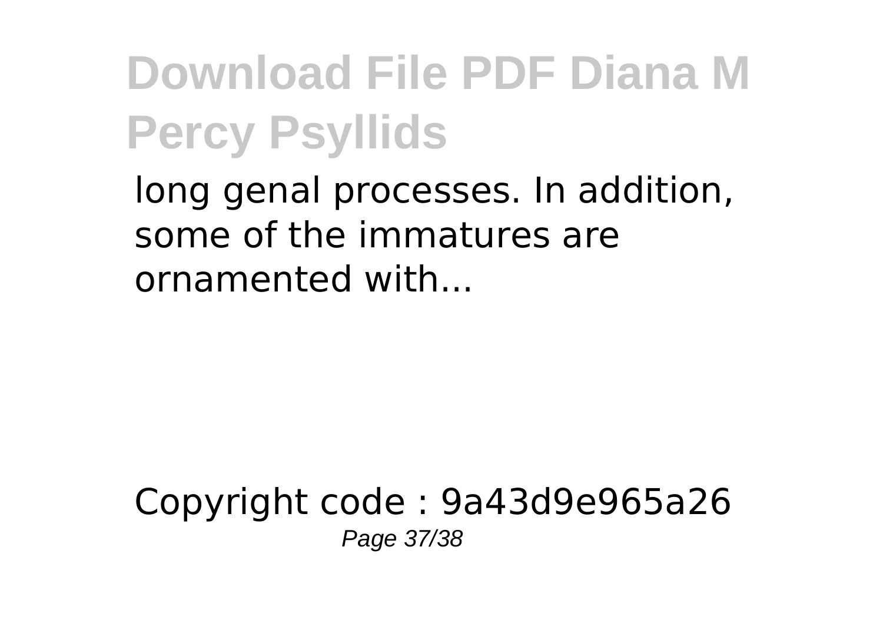long genal processes. In addition, some of the immatures are ornamented with...

Copyright code : 9a43d9e965a26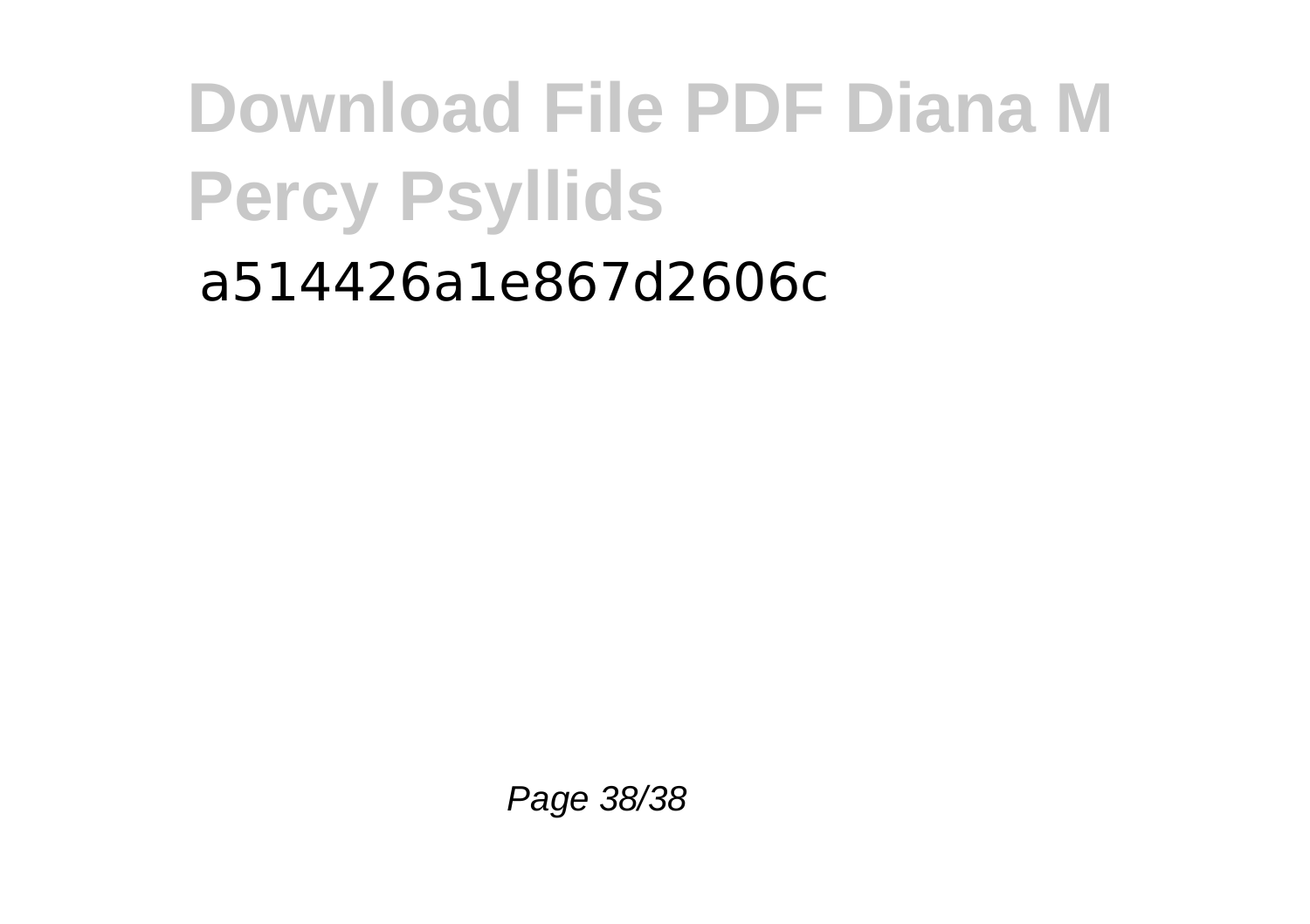a514426a1e867d2606c